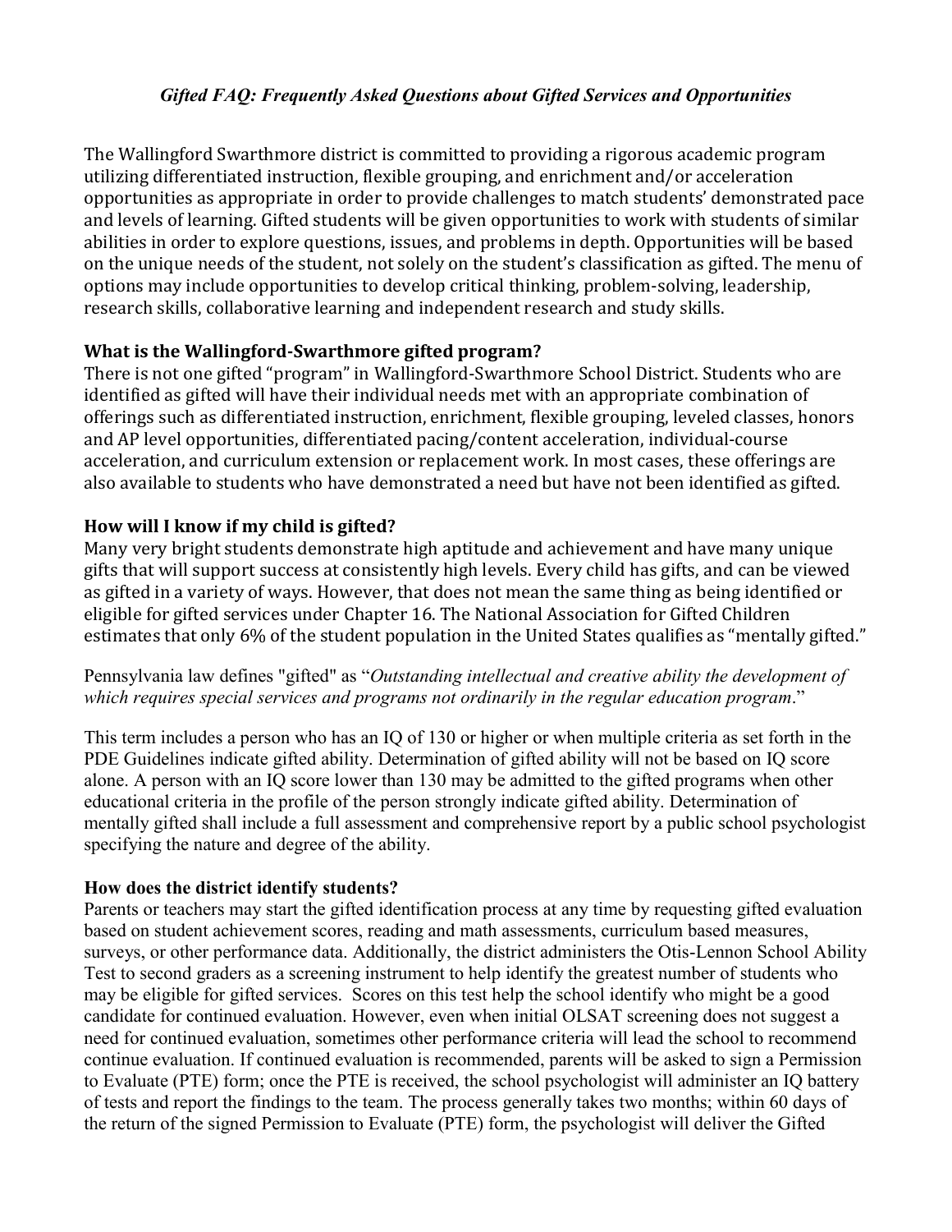*Gifted FAQ: Frequently Asked Questions about Gifted Services and Opportunities*

The Wallingford Swarthmore district is committed to providing a rigorous academic program utilizing differentiated instruction, flexible grouping, and enrichment and/or acceleration opportunities as appropriate in order to provide challenges to match students' demonstrated pace and levels of learning. Gifted students will be given opportunities to work with students of similar abilities in order to explore questions, issues, and problems in depth. Opportunities will be based on the unique needs of the student, not solely on the student's classification as gifted. The menu of options may include opportunities to develop critical thinking, problem-solving, leadership, research skills, collaborative learning and independent research and study skills.

**What is the Wallingford-Swarthmore gifted program?**

There is not one gifted "program" in Wallingford-Swarthmore School District. Students who are identified as gifted will have their individual needs met with an appropriate combination of offerings such as differentiated instruction, enrichment, flexible grouping, leveled classes, honors and AP level opportunities, differentiated pacing/content acceleration, individual-course acceleration, and curriculum extension or replacement work. In most cases, these offerings are also available to students who have demonstrated a need but have not been identified as gifted.

**How will I know if my child is gifted?**

Many very bright students demonstrate high aptitude and achievement and have many unique gifts that will support success at consistently high levels. Every child has gifts, and can be viewed as gifted in a variety of ways. However, that does not mean the same thing as being identified or eligible for gifted services under Chapter 16. The National Association for Gifted Children estimates that only 6% of the student population in the United States qualifies as "mentally gifted."

Pennsylvania law defines "gifted" as "*Outstanding intellectual and creative ability the development of which requires special services and programs not ordinarily in the regular education program*."

This term includes a person who has an IQ of 130 or higher or when multiple criteria as set forth in the PDE Guidelines indicate gifted ability. Determination of gifted ability will not be based on IQ score alone. A person with an IQ score lower than 130 may be admitted to the gifted programs when other educational criteria in the profile of the person strongly indicate gifted ability. Determination of mentally gifted shall include a full assessment and comprehensive report by a public school psychologist specifying the nature and degree of the ability.

**How does the district identify students?**

Parents or teachers may start the gifted identification process at any time by requesting gifted evaluation based on student achievement scores, reading and math assessments, curriculum based measures, surveys, or other performance data. Additionally, the district administers the Otis-Lennon School Ability Test to second graders as a screening instrument to help identify the greatest number of students who may be eligible for gifted services. Scores on this test help the school identify who might be a good candidate for continued evaluation. However, even when initial OLSAT screening does not suggest a need for continued evaluation, sometimes other performance criteria will lead the school to recommend continue evaluation. If continued evaluation is recommended, parents will be asked to sign a Permission to Evaluate (PTE) form; once the PTE is received, the school psychologist will administer an IQ battery of tests and report the findings to the team. The process generally takes two months; within 60 days of the return of the signed Permission to Evaluate (PTE) form, the psychologist will deliver the Gifted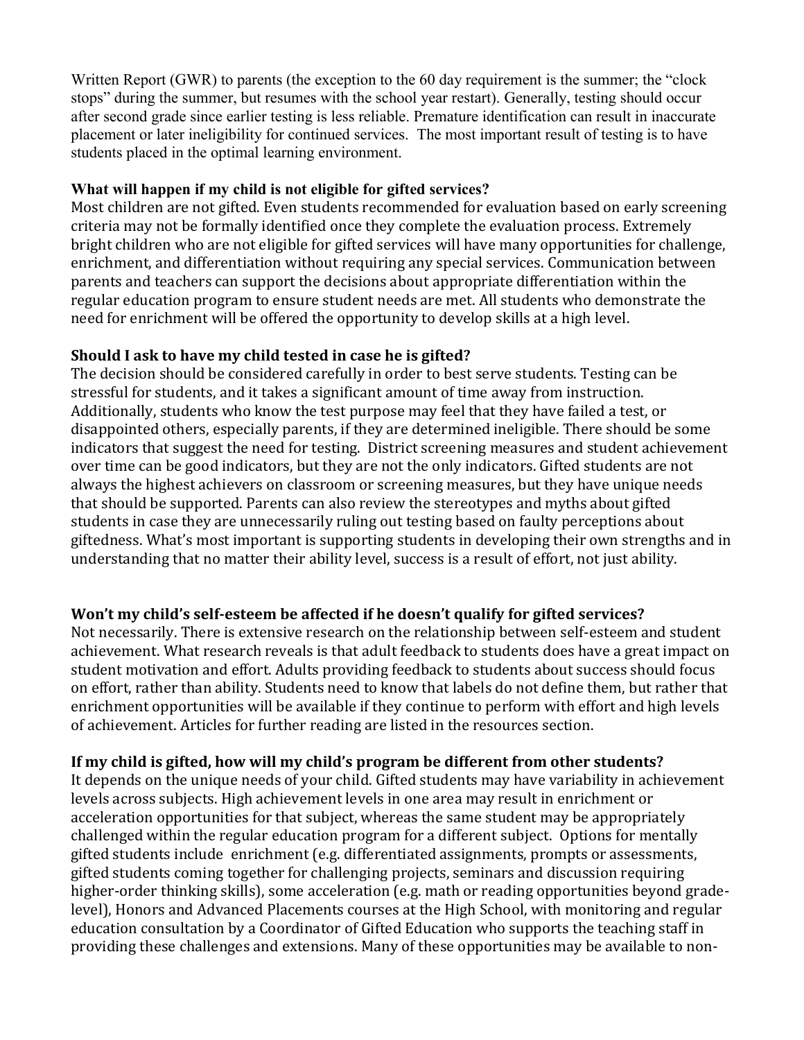Written Report (GWR) to parents (the exception to the 60 day requirement is the summer; the "clock stops" during the summer, but resumes with the school year restart). Generally, testing should occur after second grade since earlier testing is less reliable. Premature identification can result in inaccurate placement or later ineligibility for continued services. The most important result of testing is to have students placed in the optimal learning environment.

**What will happen if my child is not eligible for gifted services?**

Most children are not gifted. Even students recommended for evaluation based on early screening criteria may not be formally identified once they complete the evaluation process. Extremely bright children who are not eligible for gifted services will have many opportunities for challenge, enrichment, and differentiation without requiring any special services. Communication between parents and teachers can support the decisions about appropriate differentiation within the regular education program to ensure student needs are met. All students who demonstrate the need for enrichment will be offered the opportunity to develop skills at a high level.

**Should I ask to have my child tested in case he is gifted?**

The decision should be considered carefully in order to best serve students. Testing can be stressful for students, and it takes a significant amount of time away from instruction. Additionally, students who know the test purpose may feel that they have failed a test, or disappointed others, especially parents, if they are determined ineligible. There should be some indicators that suggest the need for testing. District screening measures and student achievement over time can be good indicators, but they are not the only indicators. Gifted students are not always the highest achievers on classroom or screening measures, but they have unique needs that should be supported. Parents can also review the stereotypes and myths about gifted students in case they are unnecessarily ruling out testing based on faulty perceptions about giftedness. What's most important is supporting students in developing their own strengths and in understanding that no matter their ability level, success is a result of effort, not just ability.

**Won't my child's self-esteem be affected if he doesn't qualify for gifted services?**

Not necessarily. There is extensive research on the relationship between self-esteem and student achievement. What research reveals is that adult feedback to students does have a great impact on student motivation and effort. Adults providing feedback to students about success should focus on effort, rather than ability. Students need to know that labels do not define them, but rather that enrichment opportunities will be available if they continue to perform with effort and high levels of achievement. Articles for further reading are listed in the resources section.

**If my child is gifted, how will my child's program be different from other students?**

It depends on the unique needs of your child. Gifted students may have variability in achievement levels across subjects. High achievement levels in one area may result in enrichment or acceleration opportunities for that subject, whereas the same student may be appropriately challenged within the regular education program for a different subject. Options for mentally gifted students include enrichment (e.g. differentiated assignments, prompts or assessments, gifted students coming together for challenging projects, seminars and discussion requiring higher-order thinking skills), some acceleration (e.g. math or reading opportunities beyond grade-level), Honors and Advanced Placements courses at the High School, with monitoring and regular education consultation by a Coordinator of Gifted Education who supports the teaching staff in providing these challenges and extensions. Many of these opportunities may be available to non-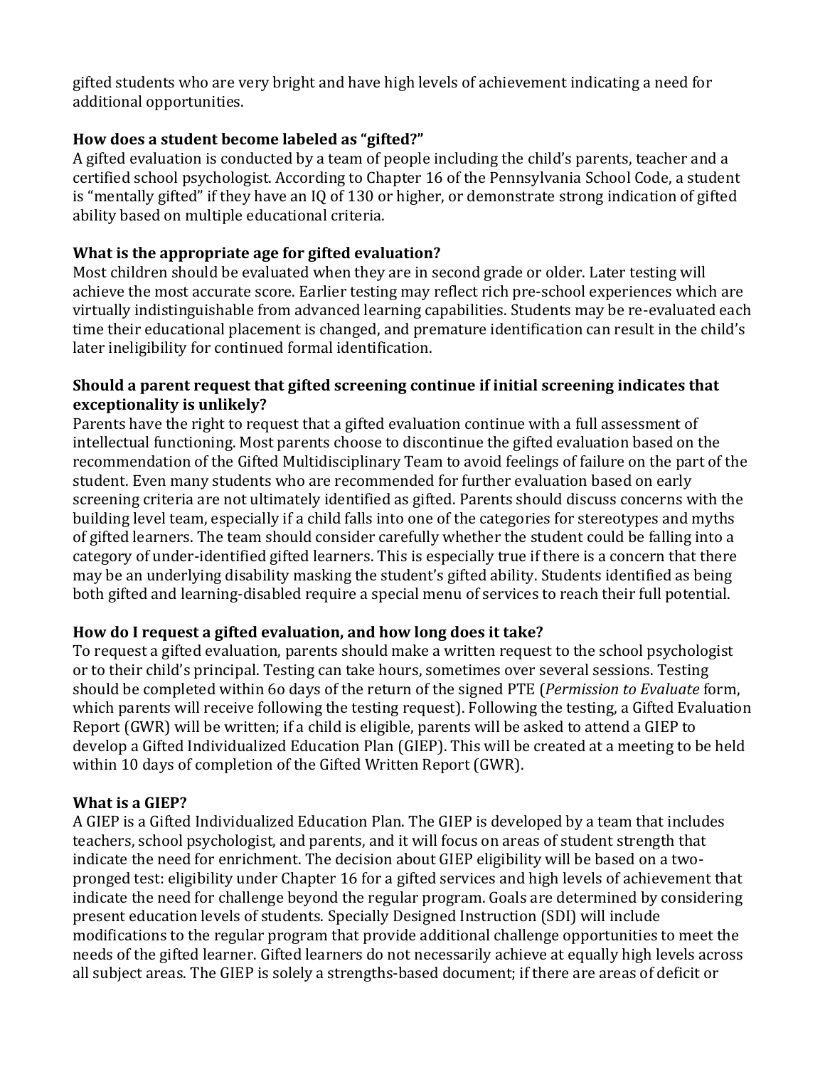gifted students who are very bright and have high levels of achievement indicating a need for additional opportunities.

**How does a student become labeled as "gifted?"**

A gifted evaluation is conducted by a team of people including the child's parents, teacher and a certified school psychologist. According to Chapter 16 of the Pennsylvania School Code, a student is "mentally gifted" if they have an IQ of 130 or higher, or demonstrate strong indication of gifted ability based on multiple educational criteria.

**What is the appropriate age for gifted evaluation?**

Most children should be evaluated when they are in second grade or older. Later testing will achieve the most accurate score. Earlier testing may reflect rich pre-school experiences which are virtually indistinguishable from advanced learning capabilities. Students may be re-evaluated each time their educational placement is changed, and premature identification can result in the child's later ineligibility for continued formal identification.

**Should a parent request that gifted screening continue if initial screening indicates that exceptionality is unlikely?**

Parents have the right to request that a gifted evaluation continue with a full assessment of intellectual functioning. Most parents choose to discontinue the gifted evaluation based on the recommendation of the Gifted Multidisciplinary Team to avoid feelings of failure on the part of the student. Even many students who are recommended for further evaluation based on early screening criteria are not ultimately identified as gifted. Parents should discuss concerns with the building level team, especially if a child falls into one of the categories for stereotypes and myths of gifted learners. The team should consider carefully whether the student could be falling into a category of under-identified gifted learners. This is especially true if there is a concern that there may be an underlying disability masking the student's gifted ability. Students identified as being both gifted and learning-disabled require a special menu of services to reach their full potential.

**How do I request a gifted evaluation, and how long does it take?**

To request a gifted evaluation, parents should make a written request to the school psychologist or to their child's principal. Testing can take hours, sometimes over several sessions. Testing should be completed within 60 days of the return of the signed PTE (*Permission to Evaluate* form, which parents will receive following the testing request). Following the testing, a Gifted Evaluation Report (GWR) will be written; if a child is eligible, parents will be asked to attend a GIEP to develop a Gifted Individualized Education Plan (GIEP). This will be created at a meeting to be held within 10 days of completion of the Gifted Written Report (GWR).

**What is a GIEP?**

A GIEP is a Gifted Individualized Education Plan. The GIEP is developed by a team that includes teachers, school psychologist, and parents, and it will focus on areas of student strength that indicate the need for enrichment. The decision about GIEP eligibility will be based on a two-pronged test: eligibility under Chapter 16 for a gifted services and high levels of achievement that indicate the need for challenge beyond the regular program. Goals are determined by considering present education levels of students. Specially Designed Instruction (SDI) will include modifications to the regular program that provide additional challenge opportunities to meet the needs of the gifted learner. Gifted learners do not necessarily achieve at equally high levels across all subject areas. The GIEP is solely a strengths-based document; if there are areas of deficit or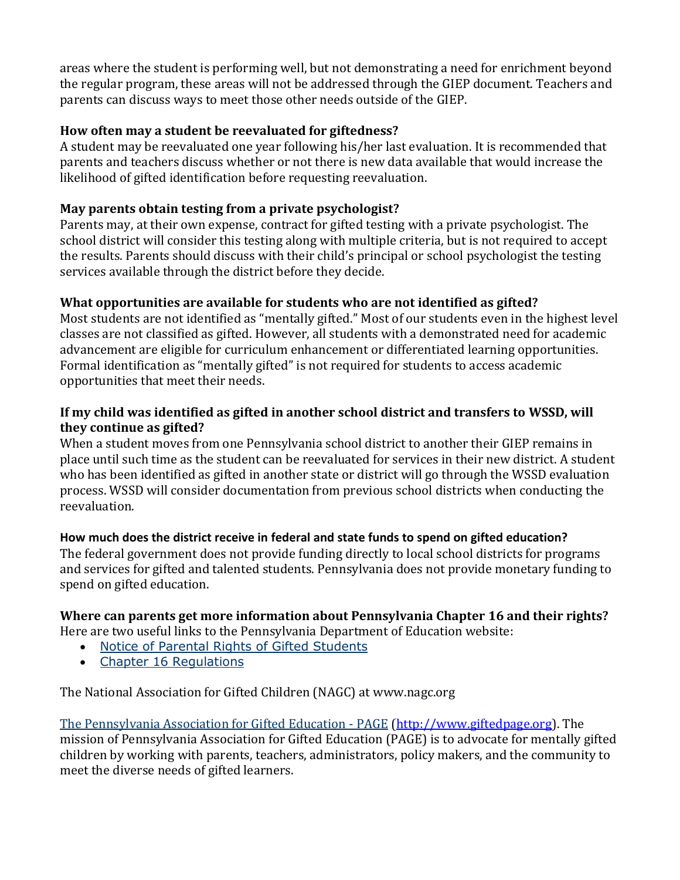areas where the student is performing well, but not demonstrating a need for enrichment beyond the regular program, these areas will not be addressed through the GIEP document. Teachers and parents can discuss ways to meet those other needs outside of the GIEP.

**How often may a student be reevaluated for giftedness?**
A student may be reevaluated one year following his/her last evaluation. It is recommended that parents and teachers discuss whether or not there is new data available that would increase the likelihood of gifted identification before requesting reevaluation.

**May parents obtain testing from a private psychologist?**
Parents may, at their own expense, contract for gifted testing with a private psychologist. The school district will consider this testing along with multiple criteria, but is not required to accept the results. Parents should discuss with their child's principal or school psychologist the testing services available through the district before they decide.

**What opportunities are available for students who are not identified as gifted?**
Most students are not identified as "mentally gifted." Most of our students even in the highest level classes are not classified as gifted. However, all students with a demonstrated need for academic advancement are eligible for curriculum enhancement or differentiated learning opportunities. Formal identification as "mentally gifted" is not required for students to access academic opportunities that meet their needs.

**If my child was identified as gifted in another school district and transfers to WSSD, will they continue as gifted?**
When a student moves from one Pennsylvania school district to another their GIEP remains in place until such time as the student can be reevaluated for services in their new district. A student who has been identified as gifted in another state or district will go through the WSSD evaluation process. WSSD will consider documentation from previous school districts when conducting the reevaluation.

**How much does the district receive in federal and state funds to spend on gifted education?**
The federal government does not provide funding directly to local school districts for programs and services for gifted and talented students. Pennsylvania does not provide monetary funding to spend on gifted education.

**Where can parents get more information about Pennsylvania Chapter 16 and their rights?**
Here are two useful links to the Pennsylvania Department of Education website:

- Notice of Parental Rights of Gifted Students
- Chapter 16 Regulations

The National Association for Gifted Children (NAGC) at www.nagc.org

The Pennsylvania Association for Gifted Education - PAGE (http://www.giftedpage.org). The mission of Pennsylvania Association for Gifted Education (PAGE) is to advocate for mentally gifted children by working with parents, teachers, administrators, policy makers, and the community to meet the diverse needs of gifted learners.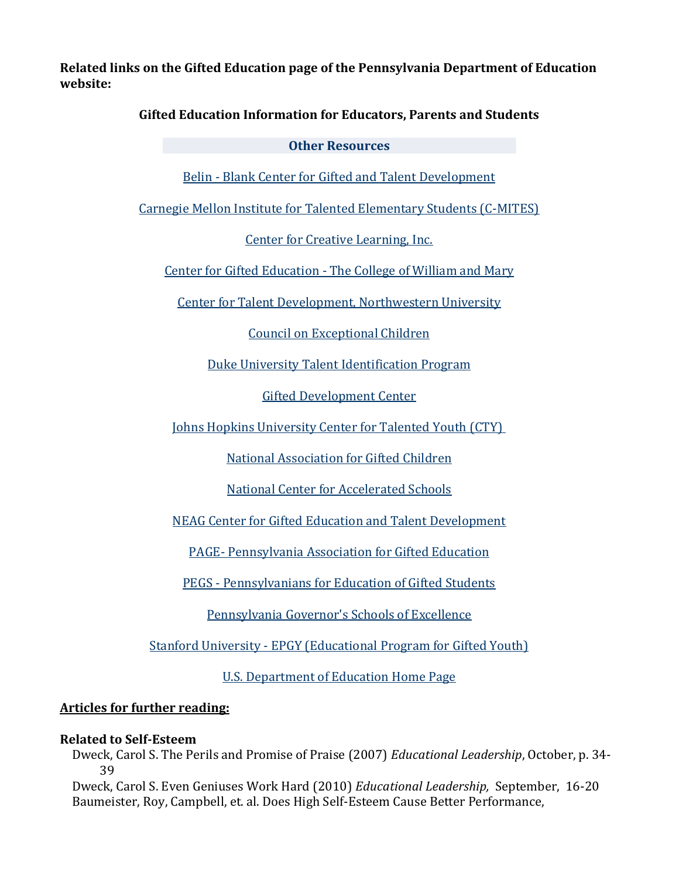**Related links on the Gifted Education page of the Pennsylvania Department of Education website:**

**Gifted Education Information for Educators, Parents and Students**

**Other Resources**

Belin - Blank Center for Gifted and Talent Development

Carnegie Mellon Institute for Talented Elementary Students (C-MITES)

Center for Creative Learning, Inc.

Center for Gifted Education - The College of William and Mary

Center for Talent Development, Northwestern University

Council on Exceptional Children

Duke University Talent Identification Program

Gifted Development Center

Johns Hopkins University Center for Talented Youth (CTY)

National Association for Gifted Children

National Center for Accelerated Schools

NEAG Center for Gifted Education and Talent Development

PAGE- Pennsylvania Association for Gifted Education

PEGS - Pennsylvanians for Education of Gifted Students

Pennsylvania Governor's Schools of Excellence

Stanford University - EPGY (Educational Program for Gifted Youth)

U.S. Department of Education Home Page

**Articles for further reading:**

**Related to Self-Esteem**

Dweck, Carol S. The Perils and Promise of Praise (2007) *Educational Leadership*, October, p. 34-39

Dweck, Carol S. Even Geniuses Work Hard (2010) *Educational Leadership,* September, 16-20

Baumeister, Roy, Campbell, et. al. Does High Self-Esteem Cause Better Performance,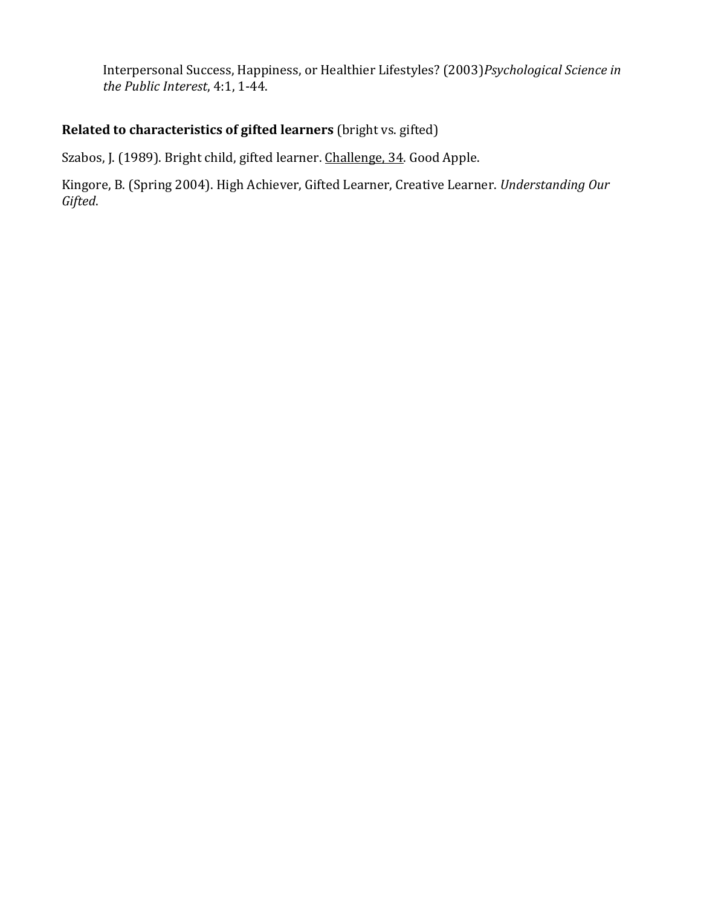Interpersonal Success, Happiness, or Healthier Lifestyles? (2003)*Psychological Science in the Public Interest*, 4:1, 1-44.

**Related to characteristics of gifted learners** (bright vs. gifted)

Szabos, J. (1989). Bright child, gifted learner. Challenge, 34. Good Apple.

Kingore, B. (Spring 2004). High Achiever, Gifted Learner, Creative Learner. *Understanding Our Gifted*.